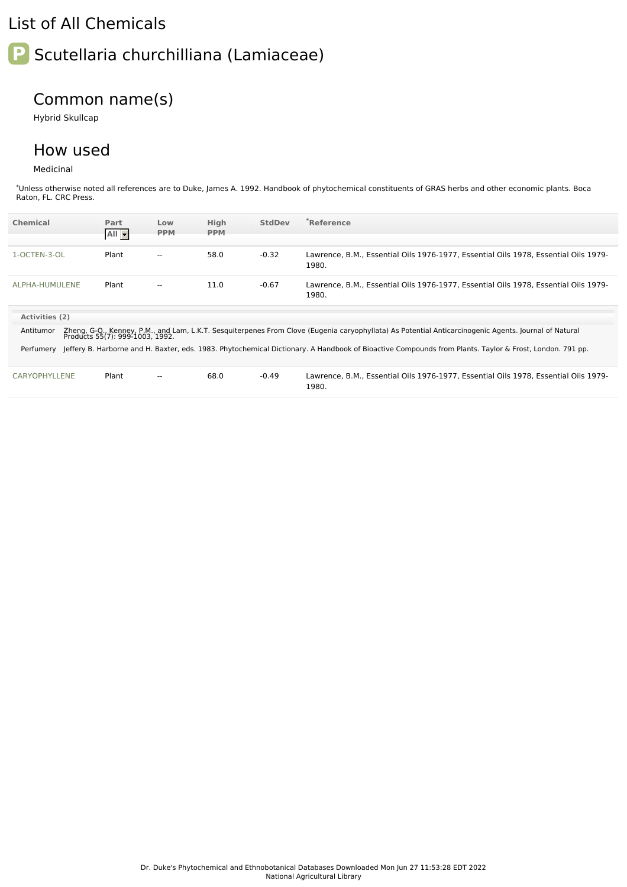# List of All Chemicals

## Scutellaria churchilliana (Lamiaceae)

### Common name(s)

Hybrid Skullcap

### How used

Medicinal

*Unless otherwise noted all references are to Duke, James A. 1992. Handbook of phytochemical constituents of GRAS herbs and other economic plants. Boca Raton, FL. CRC Press.

| Chemical | Part | Low PPM | High PPM | StdDev | *Reference |
|---|---|---|---|---|---|
| 1-OCTEN-3-OL | Plant | -- | 58.0 | -0.32 | Lawrence, B.M., Essential Oils 1976-1977, Essential Oils 1978, Essential Oils 1979-1980. |
| ALPHA-HUMULENE | Plant | -- | 11.0 | -0.67 | Lawrence, B.M., Essential Oils 1976-1977, Essential Oils 1978, Essential Oils 1979-1980. |

**Activities (2)**

| Activity | Reference |
|---|---|
| Antitumor | Zheng, G-Q., Kenney, P.M., and Lam, L.K.T. Sesquiterpenes From Clove (Eugenia caryophyllata) As Potential Anticarcinogenic Agents. Journal of Natural Products 55(7): 999-1003, 1992. |
| Perfumery | Jeffery B. Harborne and H. Baxter, eds. 1983. Phytochemical Dictionary. A Handbook of Bioactive Compounds from Plants. Taylor & Frost, London. 791 pp. |

| Chemical | Part | Low PPM | High PPM | StdDev | *Reference |
|---|---|---|---|---|---|
| CARYOPHYLLENE | Plant | -- | 68.0 | -0.49 | Lawrence, B.M., Essential Oils 1976-1977, Essential Oils 1978, Essential Oils 1979-1980. |

Dr. Duke's Phytochemical and Ethnobotanical Databases Downloaded Mon Jun 27 11:53:28 EDT 2022
National Agricultural Library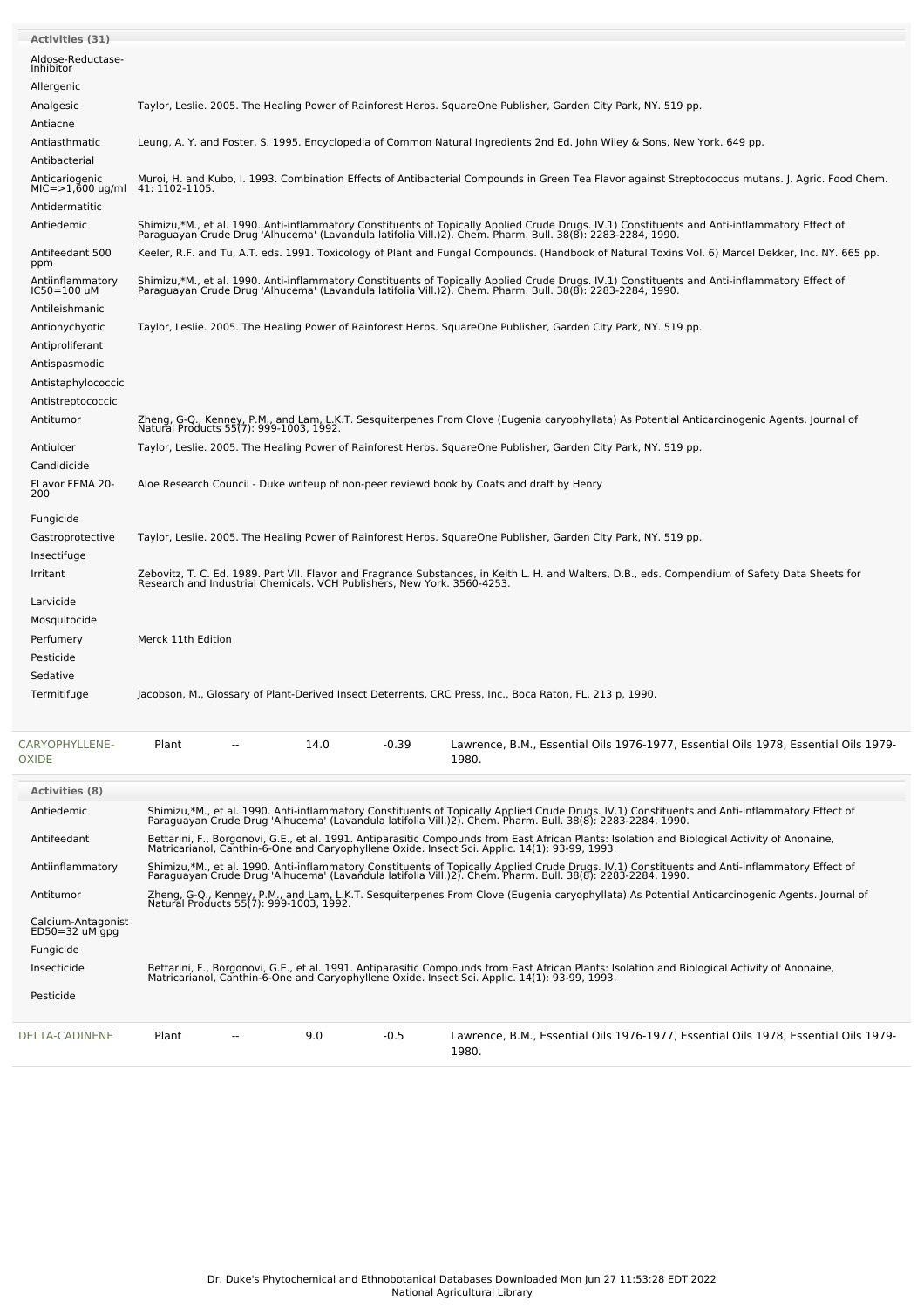**Activities (31)**

| Activity | Reference |
|---|---|
| Aldose-Reductase-Inhibitor | |
| Allergenic | |
| Analgesic | Taylor, Leslie. 2005. The Healing Power of Rainforest Herbs. SquareOne Publisher, Garden City Park, NY. 519 pp. |
| Antiacne | |
| Antiasthmatic | Leung, A. Y. and Foster, S. 1995. Encyclopedia of Common Natural Ingredients 2nd Ed. John Wiley & Sons, New York. 649 pp. |
| Antibacterial | |
| Anticariogenic MIC=>1,600 ug/ml | Muroi, H. and Kubo, I. 1993. Combination Effects of Antibacterial Compounds in Green Tea Flavor against Streptococcus mutans. J. Agric. Food Chem. 41: 1102-1105. |
| Antidermatitic | |
| Antiedemic | Shimizu,*M., et al. 1990. Anti-inflammatory Constituents of Topically Applied Crude Drugs. IV.1) Constituents and Anti-inflammatory Effect of Paraguayan Crude Drug 'Alhucema' (Lavandula latifolia Vill.)2). Chem. Pharm. Bull. 38(8): 2283-2284, 1990. |
| Antifeedant 500 ppm | Keeler, R.F. and Tu, A.T. eds. 1991. Toxicology of Plant and Fungal Compounds. (Handbook of Natural Toxins Vol. 6) Marcel Dekker, Inc. NY. 665 pp. |
| Antiinflammatory IC50=100 uM | Shimizu,*M., et al. 1990. Anti-inflammatory Constituents of Topically Applied Crude Drugs. IV.1) Constituents and Anti-inflammatory Effect of Paraguayan Crude Drug 'Alhucema' (Lavandula latifolia Vill.)2). Chem. Pharm. Bull. 38(8): 2283-2284, 1990. |
| Antileishmanic | |
| Antionychyotic | Taylor, Leslie. 2005. The Healing Power of Rainforest Herbs. SquareOne Publisher, Garden City Park, NY. 519 pp. |
| Antiproliferant | |
| Antispasmodic | |
| Antistaphylococcic | |
| Antistreptococcic | |
| Antitumor | Zheng, G-Q., Kenney, P.M., and Lam, L.K.T. Sesquiterpenes From Clove (Eugenia caryophyllata) As Potential Anticarcinogenic Agents. Journal of Natural Products 55(7): 999-1003, 1992. |
| Antiulcer | Taylor, Leslie. 2005. The Healing Power of Rainforest Herbs. SquareOne Publisher, Garden City Park, NY. 519 pp. |
| Candidicide | |
| FLavor FEMA 20-200 | Aloe Research Council - Duke writeup of non-peer reviewd book by Coats and draft by Henry |
| Fungicide | |
| Gastroprotective | Taylor, Leslie. 2005. The Healing Power of Rainforest Herbs. SquareOne Publisher, Garden City Park, NY. 519 pp. |
| Insectifuge | |
| Irritant | Zebovitz, T. C. Ed. 1989. Part VII. Flavor and Fragrance Substances, in Keith L. H. and Walters, D.B., eds. Compendium of Safety Data Sheets for Research and Industrial Chemicals. VCH Publishers, New York. 3560-4253. |
| Larvicide | |
| Mosquitocide | |
| Perfumery | Merck 11th Edition |
| Pesticide | |
| Sedative | |
| Termitifuge | Jacobson, M., Glossary of Plant-Derived Insect Deterrents, CRC Press, Inc., Boca Raton, FL, 213 p, 1990. |

| Chemical | Part | Low PPM | High PPM | StdDev | Reference |
|---|---|---|---|---|---|
| CARYOPHYLLENE-OXIDE | Plant | -- | 14.0 | -0.39 | Lawrence, B.M., Essential Oils 1976-1977, Essential Oils 1978, Essential Oils 1979-1980. |

**Activities (8)**

| Activity | Reference |
|---|---|
| Antiedemic | Shimizu,*M., et al. 1990. Anti-inflammatory Constituents of Topically Applied Crude Drugs. IV.1) Constituents and Anti-inflammatory Effect of Paraguayan Crude Drug 'Alhucema' (Lavandula latifolia Vill.)2). Chem. Pharm. Bull. 38(8): 2283-2284, 1990. |
| Antifeedant | Bettarini, F., Borgonovi, G.E., et al. 1991. Antiparasitic Compounds from East African Plants: Isolation and Biological Activity of Anonaine, Matricarianol, Canthin-6-One and Caryophyllene Oxide. Insect Sci. Applic. 14(1): 93-99, 1993. |
| Antiinflammatory | Shimizu,*M., et al. 1990. Anti-inflammatory Constituents of Topically Applied Crude Drugs. IV.1) Constituents and Anti-inflammatory Effect of Paraguayan Crude Drug 'Alhucema' (Lavandula latifolia Vill.)2). Chem. Pharm. Bull. 38(8): 2283-2284, 1990. |
| Antitumor | Zheng, G-Q., Kenney, P.M., and Lam, L.K.T. Sesquiterpenes From Clove (Eugenia caryophyllata) As Potential Anticarcinogenic Agents. Journal of Natural Products 55(7): 999-1003, 1992. |
| Calcium-Antagonist ED50=32 uM gpg | |
| Fungicide | |
| Insecticide | Bettarini, F., Borgonovi, G.E., et al. 1991. Antiparasitic Compounds from East African Plants: Isolation and Biological Activity of Anonaine, Matricarianol, Canthin-6-One and Caryophyllene Oxide. Insect Sci. Applic. 14(1): 93-99, 1993. |
| Pesticide | |

| Chemical | Part | Low PPM | High PPM | StdDev | Reference |
|---|---|---|---|---|---|
| DELTA-CADINENE | Plant | -- | 9.0 | -0.5 | Lawrence, B.M., Essential Oils 1976-1977, Essential Oils 1978, Essential Oils 1979-1980. |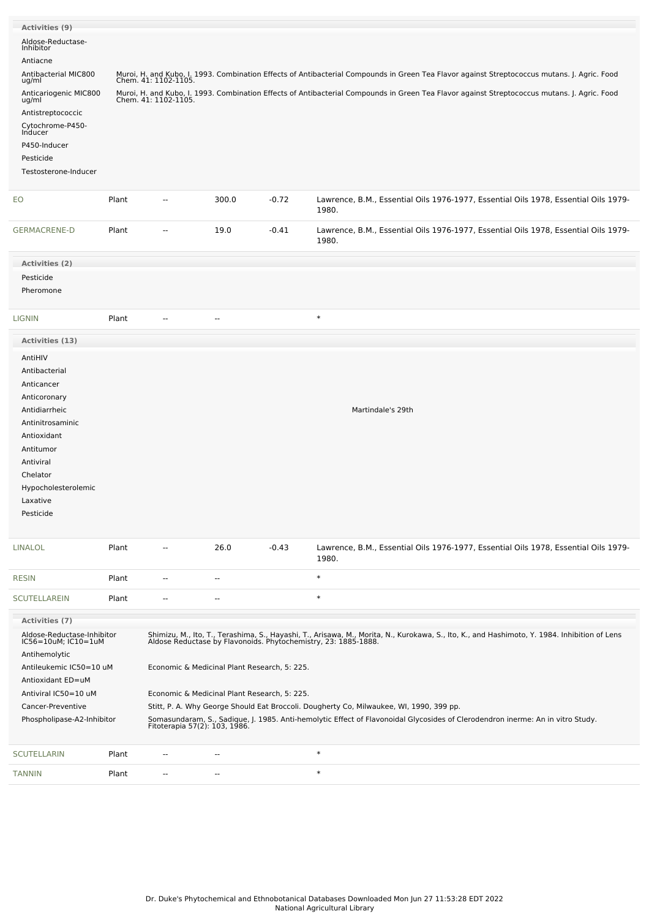**Activities (9)**

| Activity | Reference |
|---|---|
| Aldose-Reductase-Inhibitor | |
| Antiacne | |
| Antibacterial MIC800 ug/ml | Muroi, H. and Kubo, I. 1993. Combination Effects of Antibacterial Compounds in Green Tea Flavor against Streptococcus mutans. J. Agric. Food Chem. 41: 1102-1105. |
| Anticariogenic MIC800 ug/ml | Muroi, H. and Kubo, I. 1993. Combination Effects of Antibacterial Compounds in Green Tea Flavor against Streptococcus mutans. J. Agric. Food Chem. 41: 1102-1105. |
| Antistreptococcic | |
| Cytochrome-P450-Inducer | |
| P450-Inducer | |
| Pesticide | |
| Testosterone-Inducer | |

| Chemical | Part | Low PPM | High PPM | StdDev | Reference |
|---|---|---|---|---|---|
| EO | Plant | -- | 300.0 | -0.72 | Lawrence, B.M., Essential Oils 1976-1977, Essential Oils 1978, Essential Oils 1979-1980. |
| GERMACRENE-D | Plant | -- | 19.0 | -0.41 | Lawrence, B.M., Essential Oils 1976-1977, Essential Oils 1978, Essential Oils 1979-1980. |

**Activities (2)**

- Pesticide
- Pheromone

| Chemical | Part | Low PPM | High PPM | StdDev | Reference |
|---|---|---|---|---|---|
| LIGNIN | Plant | -- | -- | | * |

**Activities (13)**

| Activity | Reference |
|---|---|
| AntiHIV | |
| Antibacterial | |
| Anticancer | |
| Anticoronary | |
| Antidiarrheic | |
| Antinitrosaminic | |
| Antioxidant | Martindale's 29th |
| Antitumor | |
| Antiviral | |
| Chelator | |
| Hypocholesterolemic | |
| Laxative | |
| Pesticide | |

| Chemical | Part | Low PPM | High PPM | StdDev | Reference |
|---|---|---|---|---|---|
| LINALOL | Plant | -- | 26.0 | -0.43 | Lawrence, B.M., Essential Oils 1976-1977, Essential Oils 1978, Essential Oils 1979-1980. |
| RESIN | Plant | -- | -- | | * |
| SCUTELLAREIN | Plant | -- | -- | | * |

**Activities (7)**

| Activity | Reference |
|---|---|
| Aldose-Reductase-Inhibitor IC56=10uM; IC10=1uM | Shimizu, M., Ito, T., Terashima, S., Hayashi, T., Arisawa, M., Morita, N., Kurokawa, S., Ito, K., and Hashimoto, Y. 1984. Inhibition of Lens Aldose Reductase by Flavonoids. Phytochemistry, 23: 1885-1888. |
| Antihemolytic | |
| Antileukemic IC50=10 uM | Economic & Medicinal Plant Research, 5: 225. |
| Antioxidant ED=uM | |
| Antiviral IC50=10 uM | Economic & Medicinal Plant Research, 5: 225. |
| Cancer-Preventive | Stitt, P. A. Why George Should Eat Broccoli. Dougherty Co, Milwaukee, WI, 1990, 399 pp. |
| Phospholipase-A2-Inhibitor | Somasundaram, S., Sadique, J. 1985. Anti-hemolytic Effect of Flavonoidal Glycosides of Clerodendron inerme: An in vitro Study. Fitoterapia 57(2): 103, 1986. |

| Chemical | Part | Low PPM | High PPM | StdDev | Reference |
|---|---|---|---|---|---|
| SCUTELLARIN | Plant | -- | -- | | * |
| TANNIN | Plant | -- | -- | | * |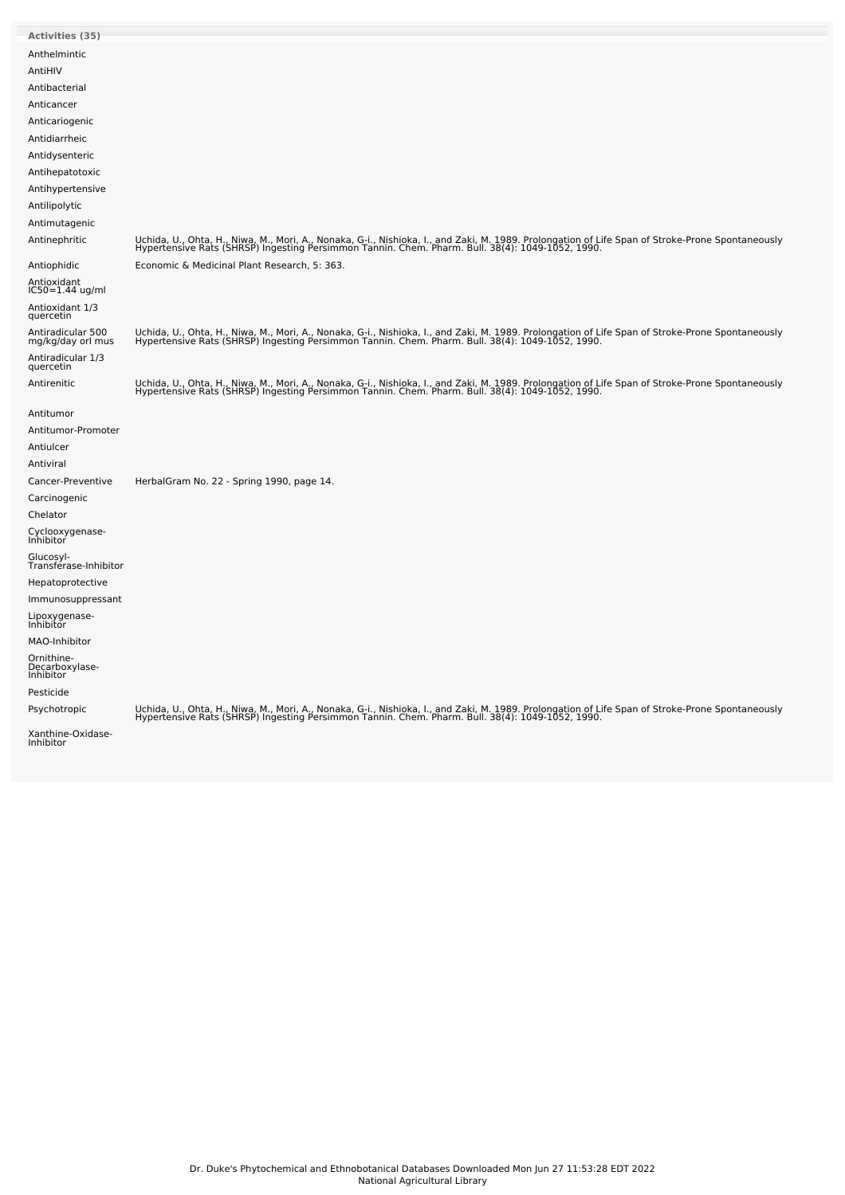| Activities (35) | |
|---|---|
| Anthelmintic | |
| AntiHIV | |
| Antibacterial | |
| Anticancer | |
| Anticariogenic | |
| Antidiarrheic | |
| Antidysenteric | |
| Antihepatotoxic | |
| Antihypertensive | |
| Antilipolytic | |
| Antimutagenic | |
| Antinephritic | Uchida, U., Ohta, H., Niwa, M., Mori, A., Nonaka, G-i., Nishioka, I., and Zaki, M. 1989. Prolongation of Life Span of Stroke-Prone Spontaneously Hypertensive Rats (SHRSP) Ingesting Persimmon Tannin. Chem. Pharm. Bull. 38(4): 1049-1052, 1990. |
| Antiophidic | Economic & Medicinal Plant Research, 5: 363. |
| Antioxidant IC50=1.44 ug/ml | |
| Antioxidant 1/3 quercetin | |
| Antiradicular 500 mg/kg/day orl mus | Uchida, U., Ohta, H., Niwa, M., Mori, A., Nonaka, G-i., Nishioka, I., and Zaki, M. 1989. Prolongation of Life Span of Stroke-Prone Spontaneously Hypertensive Rats (SHRSP) Ingesting Persimmon Tannin. Chem. Pharm. Bull. 38(4): 1049-1052, 1990. |
| Antiradicular 1/3 quercetin | |
| Antirenitic | Uchida, U., Ohta, H., Niwa, M., Mori, A., Nonaka, G-i., Nishioka, I., and Zaki, M. 1989. Prolongation of Life Span of Stroke-Prone Spontaneously Hypertensive Rats (SHRSP) Ingesting Persimmon Tannin. Chem. Pharm. Bull. 38(4): 1049-1052, 1990. |
| Antitumor | |
| Antitumor-Promoter | |
| Antiulcer | |
| Antiviral | |
| Cancer-Preventive | HerbalGram No. 22 - Spring 1990, page 14. |
| Carcinogenic | |
| Chelator | |
| Cyclooxygenase-Inhibitor | |
| Glucosyl-Transferase-Inhibitor | |
| Hepatoprotective | |
| Immunosuppressant | |
| Lipoxygenase-Inhibitor | |
| MAO-Inhibitor | |
| Ornithine-Decarboxylase-Inhibitor | |
| Pesticide | |
| Psychotropic | Uchida, U., Ohta, H., Niwa, M., Mori, A., Nonaka, G-i., Nishioka, I., and Zaki, M. 1989. Prolongation of Life Span of Stroke-Prone Spontaneously Hypertensive Rats (SHRSP) Ingesting Persimmon Tannin. Chem. Pharm. Bull. 38(4): 1049-1052, 1990. |
| Xanthine-Oxidase-Inhibitor | |